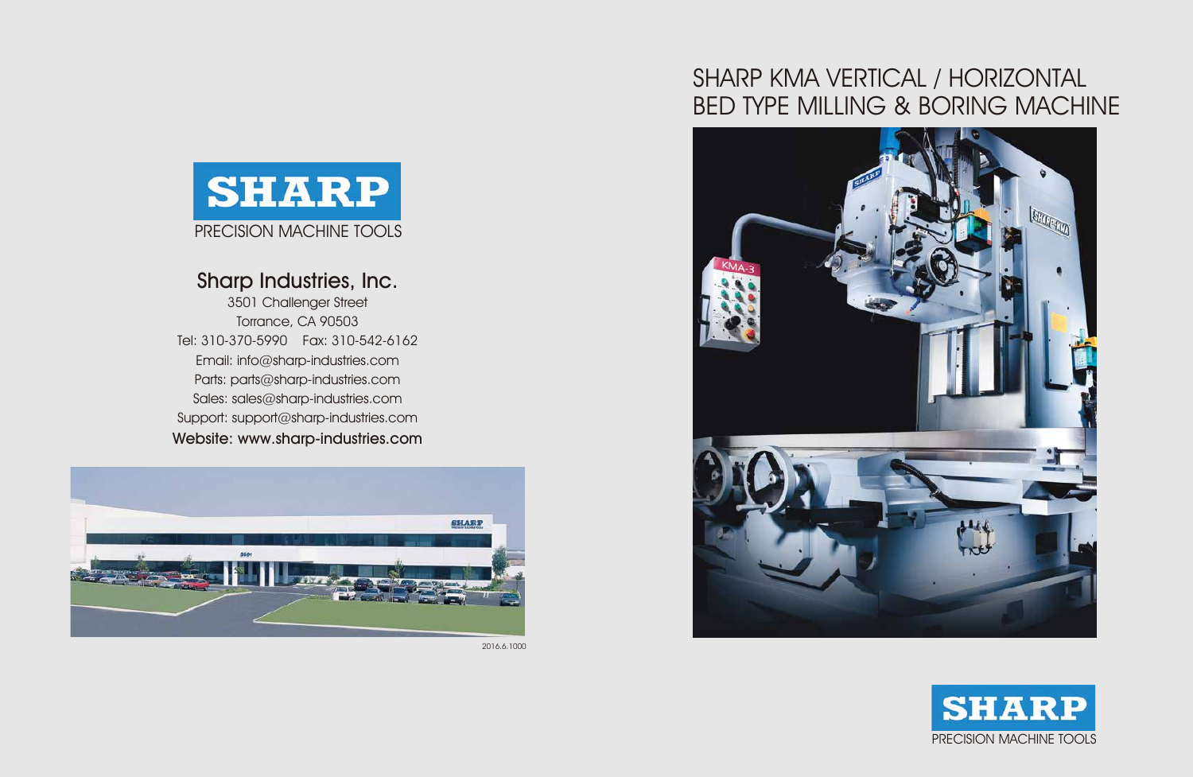# SHARP KMA VERTICAL / HORIZONTAL BED TYPE MILLING & BORING MACHINE

**SHARP**
PRECISION MACHINE TOOLS

## Sharp Industries, Inc.

3501 Challenger Street
Torrance, CA 90503
Tel: 310-370-5990 Fax: 310-542-6162
Email: info@sharp-industries.com
Parts: parts@sharp-industries.com
Sales: sales@sharp-industries.com
Support: support@sharp-industries.com
Website: www.sharp-industries.com

2016.6.1000

**SHARP**
PRECISION MACHINE TOOLS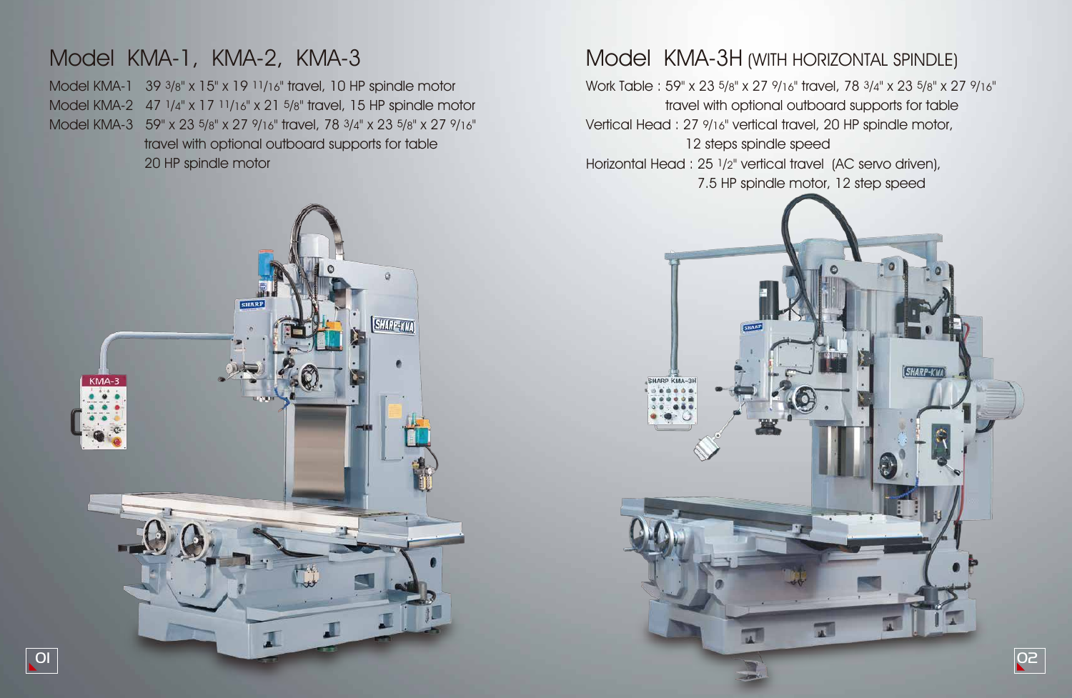## Model KMA-1, KMA-2, KMA-3

Model KMA-1 39 3/8" x 15" x 19 11/16" travel, 10 HP spindle motor

Model KMA-2 47 1/4" x 17 11/16" x 21 5/8" travel, 15 HP spindle motor

Model KMA-3 59" x 23 5/8" x 27 9/16" travel, 78 3/4" x 23 5/8" x 27 9/16" travel with optional outboard supports for table 20 HP spindle motor

## Model KMA-3H (WITH HORIZONTAL SPINDLE)

Work Table : 59" x 23 5/8" x 27 9/16" travel, 78 3/4" x 23 5/8" x 27 9/16" travel with optional outboard supports for table

Vertical Head : 27 9/16" vertical travel, 20 HP spindle motor, 12 steps spindle speed

Horizontal Head : 25 1/2" vertical travel (AC servo driven), 7.5 HP spindle motor, 12 step speed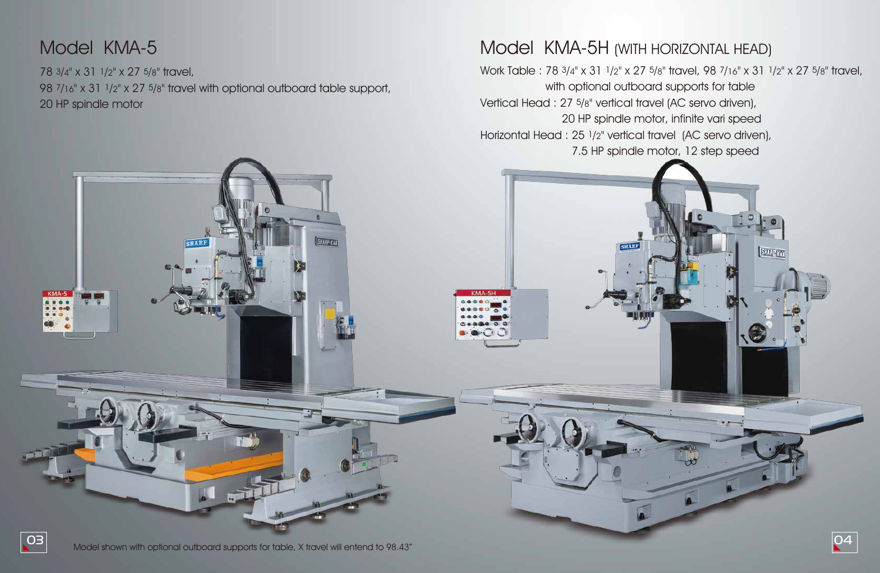## Model KMA-5

78 3/4" x 31 1/2" x 27 5/8" travel,
98 7/16" x 31 1/2" x 27 5/8" travel with optional outboard table support,
20 HP spindle motor

## Model KMA-5H (WITH HORIZONTAL HEAD)

Work Table : 78 3/4" x 31 1/2" x 27 5/8" travel, 98 7/16" x 31 1/2" x 27 5/8" travel, with optional outboard supports for table

Vertical Head : 27 5/8" vertical travel (AC servo driven), 20 HP spindle motor, infinite vari speed

Horizontal Head : 25 1/2" vertical travel (AC servo driven), 7.5 HP spindle motor, 12 step speed

Model shown with optional outboard supports for table, X travel will entend to 98.43"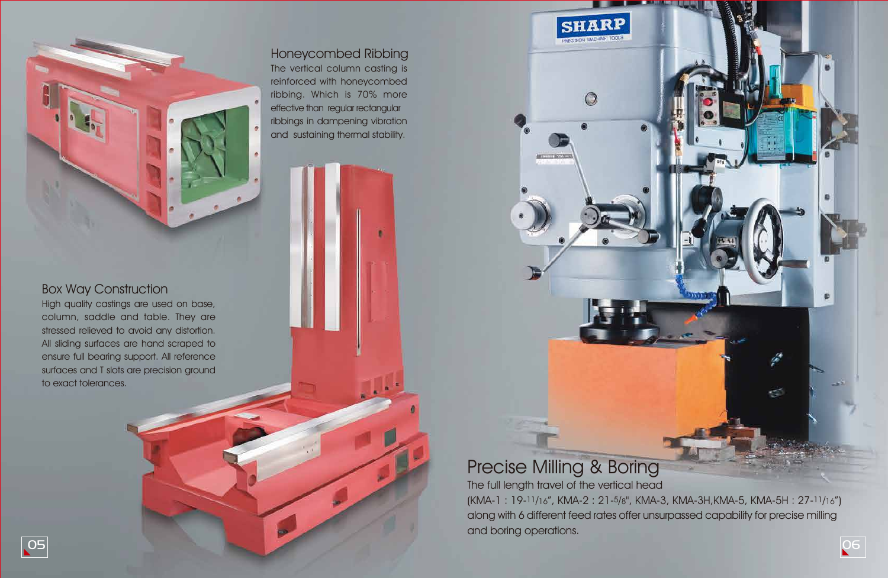## Honeycombed Ribbing

The vertical column casting is reinforced with honeycombed ribbing. Which is 70% more effective than regular rectangular ribbings in dampening vibration and sustaining thermal stability.

## Box Way Construction

High quality castings are used on base, column, saddle and table. They are stressed relieved to avoid any distortion. All sliding surfaces are hand scraped to ensure full bearing support. All reference surfaces and T slots are precision ground to exact tolerances.

## Precise Milling & Boring

The full length travel of the vertical head (KMA-1 : 19-11/16", KMA-2 : 21-5/8", KMA-3, KMA-3H,KMA-5, KMA-5H : 27-11/16") along with 6 different feed rates offer unsurpassed capability for precise milling and boring operations.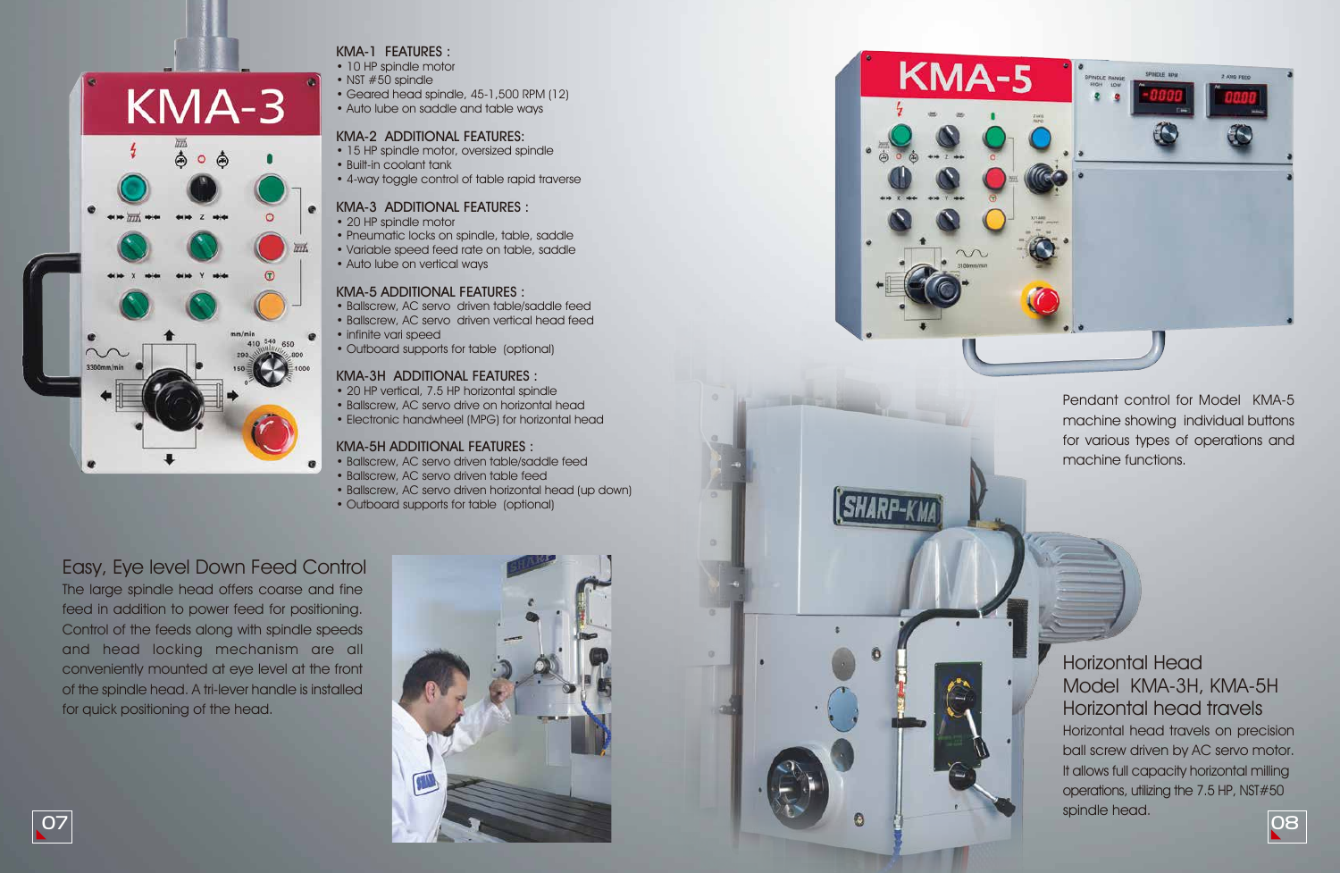### KMA-1 FEATURES :

- 10 HP spindle motor
- NST #50 spindle
- Geared head spindle, 45-1,500 RPM (12)
- Auto lube on saddle and table ways

### KMA-2 ADDITIONAL FEATURES:

- 15 HP spindle motor, oversized spindle
- Built-in coolant tank
- 4-way toggle control of table rapid traverse

### KMA-3 ADDITIONAL FEATURES :

- 20 HP spindle motor
- Pneumatic locks on spindle, table, saddle
- Variable speed feed rate on table, saddle
- Auto lube on vertical ways

### KMA-5 ADDITIONAL FEATURES :

- Ballscrew, AC servo driven table/saddle feed
- Ballscrew, AC servo driven vertical head feed
- infinite vari speed
- Outboard supports for table (optional)

### KMA-3H ADDITIONAL FEATURES :

- 20 HP vertical, 7.5 HP horizontal spindle
- Ballscrew, AC servo drive on horizontal head
- Electronic handwheel (MPG) for horizontal head

### KMA-5H ADDITIONAL FEATURES :

- Ballscrew, AC servo driven table/saddle feed
- Ballscrew, AC servo driven table feed
- Ballscrew, AC servo driven horizontal head (up down)
- Outboard supports for table (optional)

## Easy, Eye level Down Feed Control

The large spindle head offers coarse and fine feed in addition to power feed for positioning. Control of the feeds along with spindle speeds and head locking mechanism are all conveniently mounted at eye level at the front of the spindle head. A tri-lever handle is installed for quick positioning of the head.

Pendant control for Model KMA-5 machine showing individual buttons for various types of operations and machine functions.

## Horizontal Head Model KMA-3H, KMA-5H Horizontal head travels

Horizontal head travels on precision ball screw driven by AC servo motor. It allows full capacity horizontal milling operations, utilizing the 7.5 HP, NST#50 spindle head.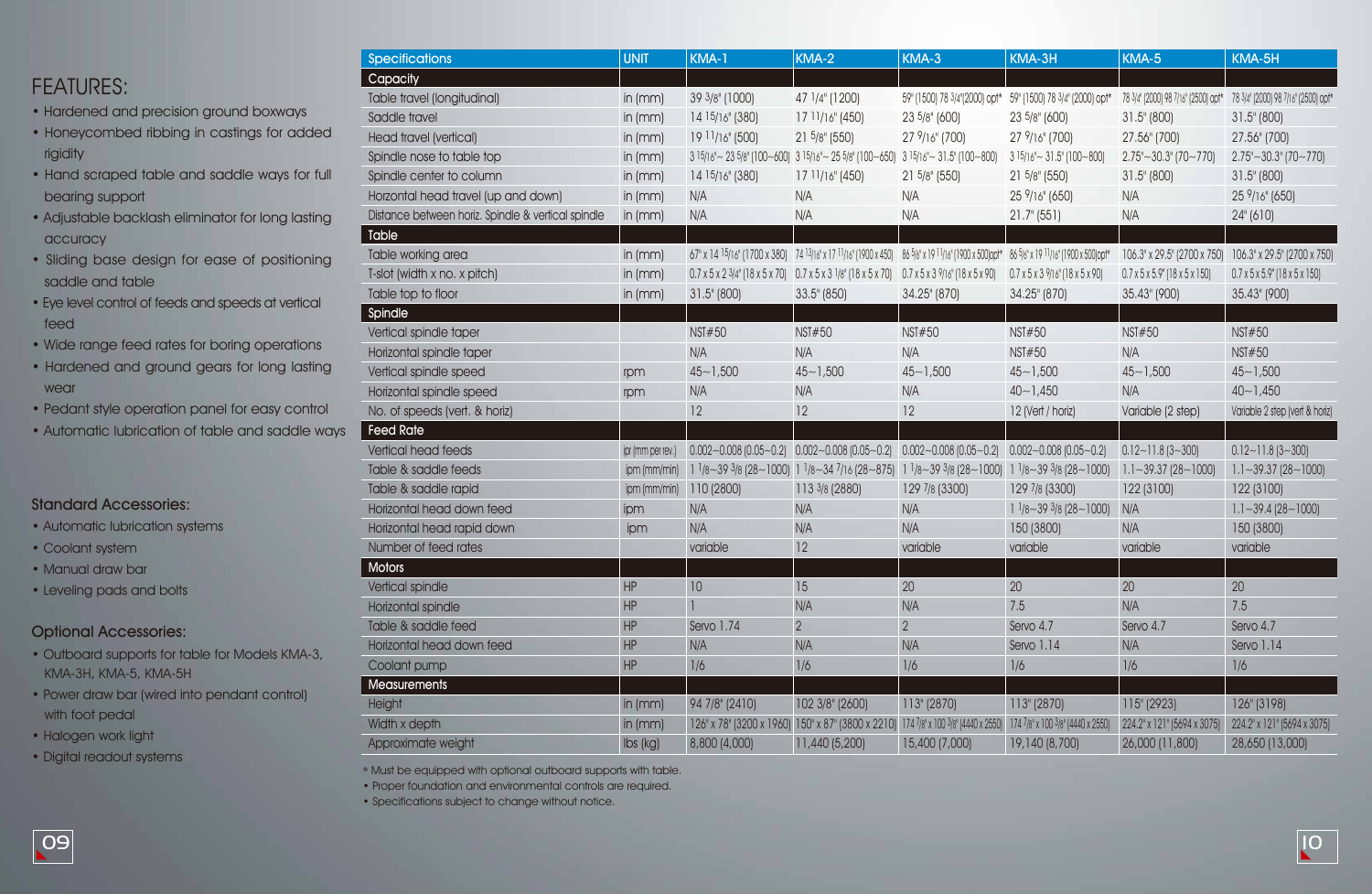# FEATURES:

- Hardened and precision ground boxways
- Honeycombed ribbing in castings for added rigidity
- Hand scraped table and saddle ways for full bearing support
- Adjustable backlash eliminator for long lasting accuracy
- Sliding base design for ease of positioning saddle and table
- Eye level control of feeds and speeds at vertical feed
- Wide range feed rates for boring operations
- Hardened and ground gears for long lasting wear
- Pedant style operation panel for easy control
- Automatic lubrication of table and saddle ways

## Standard Accessories:

- Automatic lubrication systems
- Coolant system
- Manual draw bar
- Leveling pads and bolts

## Optional Accessories:

- Outboard supports for table for Models KMA-3, KMA-3H, KMA-5, KMA-5H
- Power draw bar (wired into pendant control) with foot pedal
- Halogen work light
- Digital readout systems

| Specifications | UNIT | KMA-1 | KMA-2 | KMA-3 | KMA-3H | KMA-5 | KMA-5H |
|---|---|---|---|---|---|---|---|
| **Capacity** | | | | | | | |
| Table travel (longitudinal) | in (mm) | 39 3/8" (1000) | 47 1/4" (1200) | 59" (1500) 78 3/4"(2000) opt* | 59" (1500) 78 3/4" (2000) opt* | 78 3/4" (2000) 98 7/16" (2500) opt* | 78 3/4" (2000) 98 7/16" (2500) opt* |
| Saddle travel | in (mm) | 14 15/16" (380) | 17 11/16" (450) | 23 5/8" (600) | 23 5/8" (600) | 31.5" (800) | 31.5" (800) |
| Head travel (vertical) | in (mm) | 19 11/16" (500) | 21 5/8" (550) | 27 9/16" (700) | 27 9/16" (700) | 27.56" (700) | 27.56" (700) |
| Spindle nose to table top | in (mm) | 3 15/16"~ 23 5/8" (100~600) | 3 15/16"~ 25 5/8" (100~650) | 3 15/16"~ 31.5" (100~800) | 3 15/16"~ 31.5" (100~800) | 2.75"~30.3" (70~770) | 2.75"~30.3" (70~770) |
| Spindle center to column | in (mm) | 14 15/16" (380) | 17 11/16" (450) | 21 5/8" (550) | 21 5/8" (550) | 31.5" (800) | 31.5" (800) |
| Horizontal head travel (up and down) | in (mm) | N/A | N/A | N/A | 25 9/16" (650) | N/A | 25 9/16" (650) |
| Distance between horiz. Spindle & vertical spindle | in (mm) | N/A | N/A | N/A | 21.7" (551) | N/A | 24" (610) |
| **Table** | | | | | | | |
| Table working area | in (mm) | 67" x 14 15/16" (1700 x 380) | 74 13/16" x 17 11/16" (1900 x 450) | 86 5/8" x 19 11/16" (1900 x 500)opt* | 86 5/8" x 19 11/16" (1900 x 500)opt* | 106.3" x 29.5" (2700 x 750) | 106.3" x 29.5" (2700 x 750) |
| T-slot (width x no. x pitch) | in (mm) | 0.7 x 5 x 2 3/4" (18 x 5 x 70) | 0.7 x 5 x 3 1/8" (18 x 5 x 70) | 0.7 x 5 x 3 9/16" (18 x 5 x 90) | 0.7 x 5 x 3 9/16" (18 x 5 x 90) | 0.7 x 5 x 5.9" (18 x 5 x 150) | 0.7 x 5 x 5.9" (18 x 5 x 150) |
| Table top to floor | in (mm) | 31.5" (800) | 33.5" (850) | 34.25" (870) | 34.25" (870) | 35.43" (900) | 35.43" (900) |
| **Spindle** | | | | | | | |
| Vertical spindle taper | | NST#50 | NST#50 | NST#50 | NST#50 | NST#50 | NST#50 |
| Horizontal spindle taper | | N/A | N/A | N/A | NST#50 | N/A | NST#50 |
| Vertical spindle speed | rpm | 45~1,500 | 45~1,500 | 45~1,500 | 45~1,500 | 45~1,500 | 45~1,500 |
| Horizontal spindle speed | rpm | N/A | N/A | N/A | 40~1,450 | N/A | 40~1,450 |
| No. of speeds (vert. & horiz) | | 12 | 12 | 12 | 12 (Vert / horiz) | Variable (2 step) | Variable 2 step (vert & horiz) |
| **Feed Rate** | | | | | | | |
| Vertical head feeds | ipr (mm per rev.) | 0.002~0.008 (0.05~0.2) | 0.002~0.008 (0.05~0.2) | 0.002~0.008 (0.05~0.2) | 0.002~0.008 (0.05~0.2) | 0.12~11.8 (3~300) | 0.12~11.8 (3~300) |
| Table & saddle feeds | ipm (mm/min) | 1 1/8~39 3/8 (28~1000) | 1 1/8~34 7/16 (28~875) | 1 1/8~39 3/8 (28~1000) | 1 1/8~39 3/8 (28~1000) | 1.1~39.37 (28~1000) | 1.1~39.37 (28~1000) |
| Table & saddle rapid | ipm (mm/min) | 110 (2800) | 113 3/8 (2880) | 129 7/8 (3300) | 129 7/8 (3300) | 122 (3100) | 122 (3100) |
| Horizontal head down feed | ipm | N/A | N/A | N/A | 1 1/8~39 3/8 (28~1000) | N/A | 1.1~39.4 (28~1000) |
| Horizontal head rapid down | ipm | N/A | N/A | N/A | 150 (3800) | N/A | 150 (3800) |
| Number of feed rates | | variable | 12 | variable | variable | variable | variable |
| **Motors** | | | | | | | |
| Vertical spindle | HP | 10 | 15 | 20 | 20 | 20 | 20 |
| Horizontal spindle | HP | 1 | N/A | N/A | 7.5 | N/A | 7.5 |
| Table & saddle feed | HP | Servo 1.74 | 2 | 2 | Servo 4.7 | Servo 4.7 | Servo 4.7 |
| Horizontal head down feed | HP | N/A | N/A | N/A | Servo 1.14 | N/A | Servo 1.14 |
| Coolant pump | HP | 1/6 | 1/6 | 1/6 | 1/6 | 1/6 | 1/6 |
| **Measurements** | | | | | | | |
| Height | in (mm) | 94 7/8" (2410) | 102 3/8" (2600) | 113" (2870) | 113" (2870) | 115" (2923) | 126" (3198) |
| Width x depth | in (mm) | 126" x 78" (3200 x 1960) | 150" x 87" (3800 x 2210) | 174 7/8" x 100 3/8" (4440 x 2550) | 174 7/8" x 100 3/8" (4440 x 2550) | 224.2" x 121" (5694 x 3075) | 224.2" x 121" (5694 x 3075) |
| Approximate weight | lbs (kg) | 8,800 (4,000) | 11,440 (5,200) | 15,400 (7,000) | 19,140 (8,700) | 26,000 (11,800) | 28,650 (13,000) |

\* Must be equipped with optional outboard supports with table.

- Proper foundation and environmental controls are required.
- Specifications subject to change without notice.